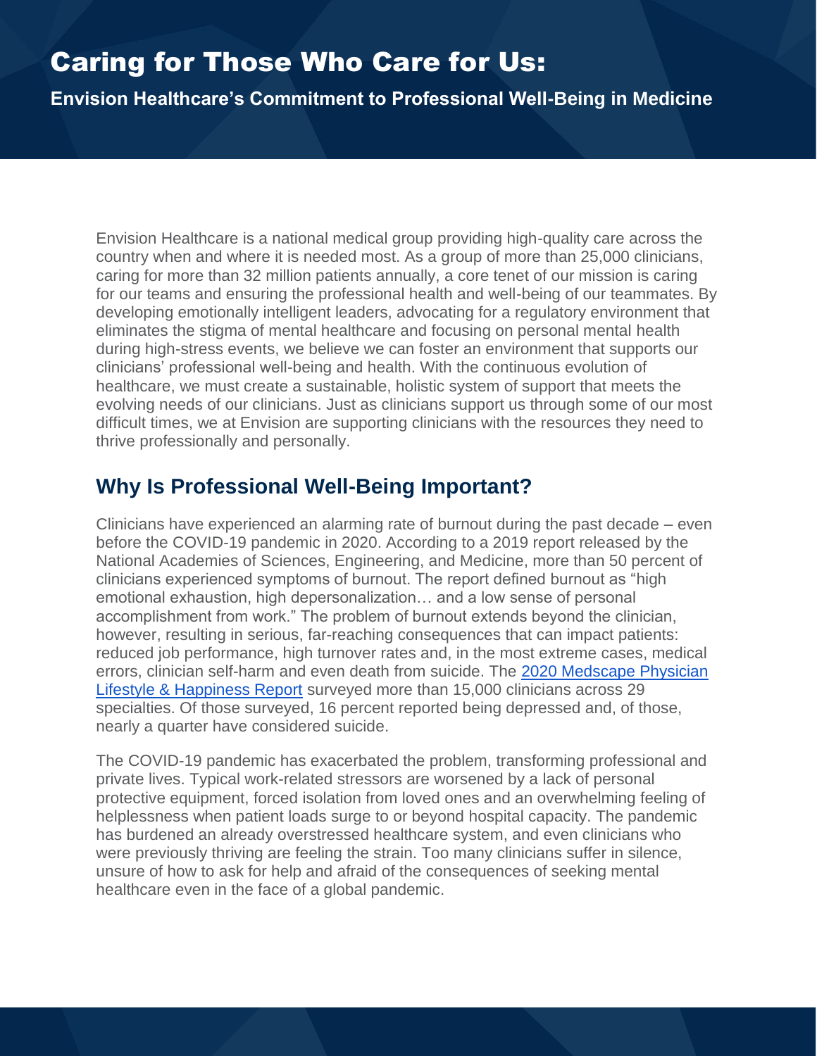# Caring for Those Who Care for Us:

**Envision Healthcare's Commitment to Professional Well-Being in Medicine**

Envision Healthcare is a national medical group providing high-quality care across the country when and where it is needed most. As a group of more than 25,000 clinicians, caring for more than 32 million patients annually, a core tenet of our mission is caring for our teams and ensuring the professional health and well-being of our teammates. By developing emotionally intelligent leaders, advocating for a regulatory environment that eliminates the stigma of mental healthcare and focusing on personal mental health during high-stress events, we believe we can foster an environment that supports our clinicians' professional well-being and health. With the continuous evolution of healthcare, we must create a sustainable, holistic system of support that meets the evolving needs of our clinicians. Just as clinicians support us through some of our most difficult times, we at Envision are supporting clinicians with the resources they need to thrive professionally and personally.

## Why Is Professional Well-Being Important?

Clinicians have experienced an alarming rate of burnout during the past decade – even before the COVID-19 pandemic in 2020. According to a 2019 report released by the National Academies of Sciences, Engineering, and Medicine, more than 50 percent of clinicians experienced symptoms of burnout. The report defined burnout as "high emotional exhaustion, high depersonalization… and a low sense of personal accomplishment from work." The problem of burnout extends beyond the clinician, however, resulting in serious, far-reaching consequences that can impact patients: reduced job performance, high turnover rates and, in the most extreme cases, medical errors, clinician self-harm and even death from suicide. The 2020 Medscape Physician Lifestyle & Happiness Report surveyed more than 15,000 clinicians across 29 specialties. Of those surveyed, 16 percent reported being depressed and, of those, nearly a quarter have considered suicide.

The COVID-19 pandemic has exacerbated the problem, transforming professional and private lives. Typical work-related stressors are worsened by a lack of personal protective equipment, forced isolation from loved ones and an overwhelming feeling of helplessness when patient loads surge to or beyond hospital capacity. The pandemic has burdened an already overstressed healthcare system, and even clinicians who were previously thriving are feeling the strain. Too many clinicians suffer in silence, unsure of how to ask for help and afraid of the consequences of seeking mental healthcare even in the face of a global pandemic.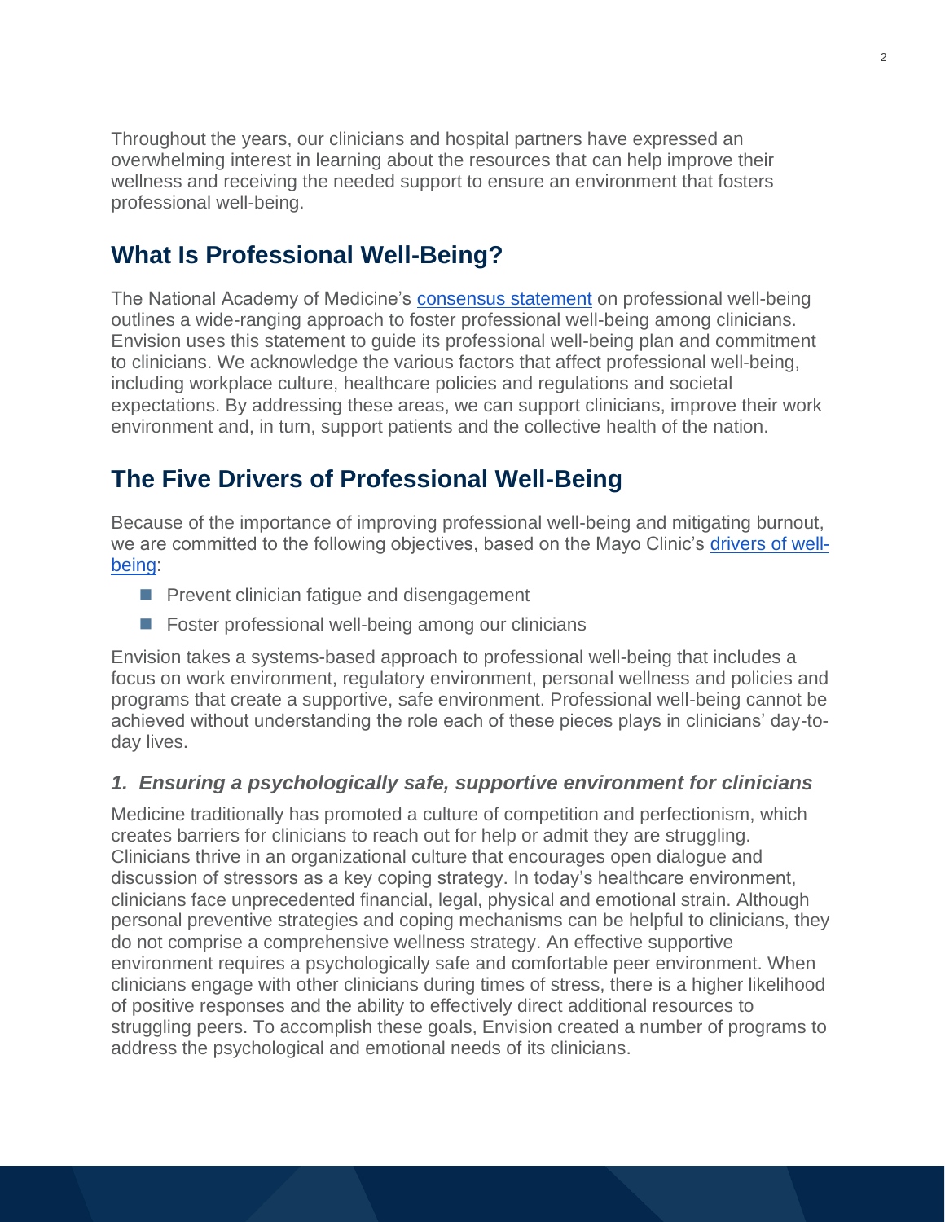Throughout the years, our clinicians and hospital partners have expressed an overwhelming interest in learning about the resources that can help improve their wellness and receiving the needed support to ensure an environment that fosters professional well-being.

## What Is Professional Well-Being?

The National Academy of Medicine's [consensus statement] on professional well-being outlines a wide-ranging approach to foster professional well-being among clinicians. Envision uses this statement to guide its professional well-being plan and commitment to clinicians. We acknowledge the various factors that affect professional well-being, including workplace culture, healthcare policies and regulations and societal expectations. By addressing these areas, we can support clinicians, improve their work environment and, in turn, support patients and the collective health of the nation.

## The Five Drivers of Professional Well-Being

Because of the importance of improving professional well-being and mitigating burnout, we are committed to the following objectives, based on the Mayo Clinic's [drivers of well-being]:

- Prevent clinician fatigue and disengagement
- Foster professional well-being among our clinicians

Envision takes a systems-based approach to professional well-being that includes a focus on work environment, regulatory environment, personal wellness and policies and programs that create a supportive, safe environment. Professional well-being cannot be achieved without understanding the role each of these pieces plays in clinicians' day-to-day lives.

### *1. Ensuring a psychologically safe, supportive environment for clinicians*

Medicine traditionally has promoted a culture of competition and perfectionism, which creates barriers for clinicians to reach out for help or admit they are struggling. Clinicians thrive in an organizational culture that encourages open dialogue and discussion of stressors as a key coping strategy. In today's healthcare environment, clinicians face unprecedented financial, legal, physical and emotional strain. Although personal preventive strategies and coping mechanisms can be helpful to clinicians, they do not comprise a comprehensive wellness strategy. An effective supportive environment requires a psychologically safe and comfortable peer environment. When clinicians engage with other clinicians during times of stress, there is a higher likelihood of positive responses and the ability to effectively direct additional resources to struggling peers. To accomplish these goals, Envision created a number of programs to address the psychological and emotional needs of its clinicians.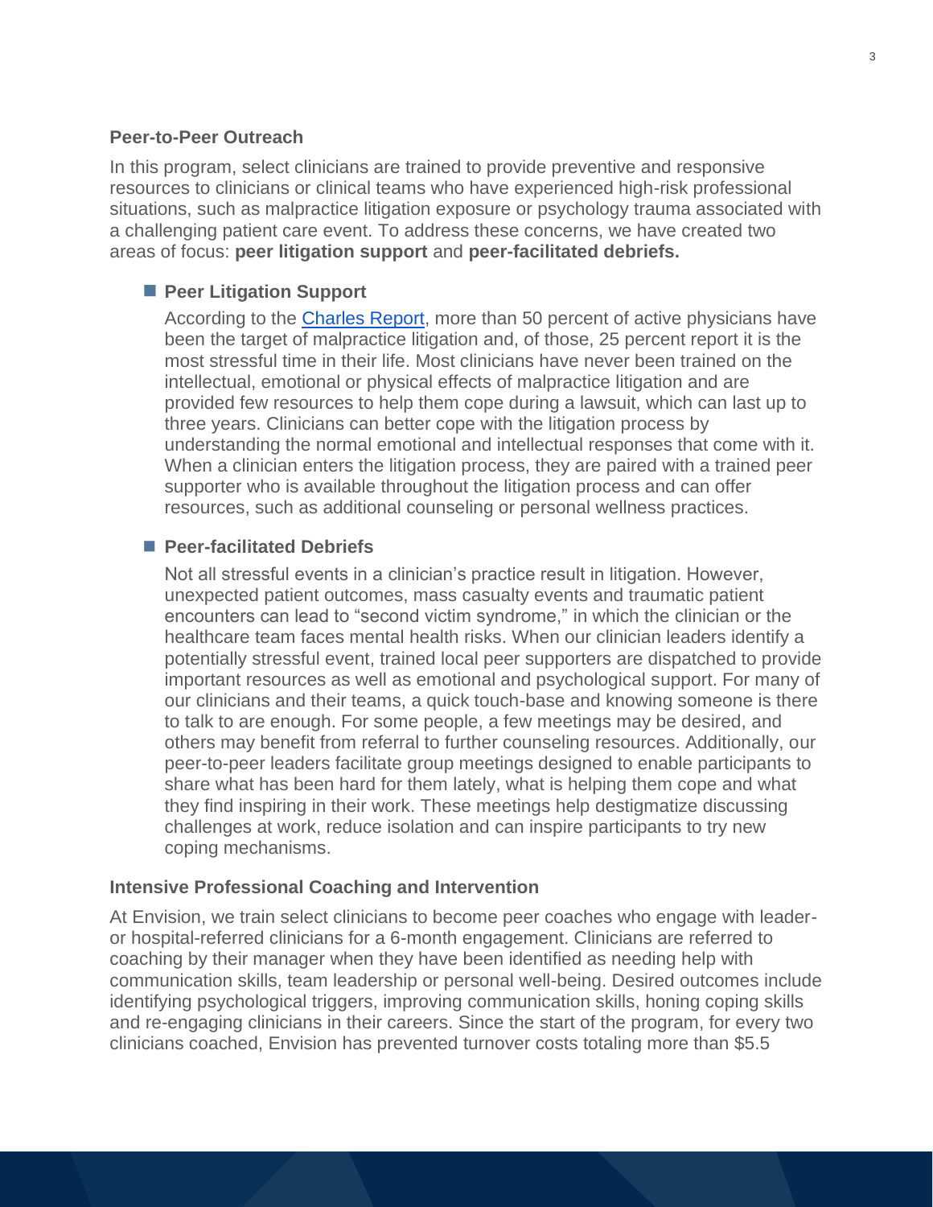## Peer-to-Peer Outreach

In this program, select clinicians are trained to provide preventive and responsive resources to clinicians or clinical teams who have experienced high-risk professional situations, such as malpractice litigation exposure or psychology trauma associated with a challenging patient care event. To address these concerns, we have created two areas of focus: **peer litigation support** and **peer-facilitated debriefs.**

- **Peer Litigation Support**

  According to the [Charles Report](), more than 50 percent of active physicians have been the target of malpractice litigation and, of those, 25 percent report it is the most stressful time in their life. Most clinicians have never been trained on the intellectual, emotional or physical effects of malpractice litigation and are provided few resources to help them cope during a lawsuit, which can last up to three years. Clinicians can better cope with the litigation process by understanding the normal emotional and intellectual responses that come with it. When a clinician enters the litigation process, they are paired with a trained peer supporter who is available throughout the litigation process and can offer resources, such as additional counseling or personal wellness practices.

- **Peer-facilitated Debriefs**

  Not all stressful events in a clinician's practice result in litigation. However, unexpected patient outcomes, mass casualty events and traumatic patient encounters can lead to "second victim syndrome," in which the clinician or the healthcare team faces mental health risks. When our clinician leaders identify a potentially stressful event, trained local peer supporters are dispatched to provide important resources as well as emotional and psychological support. For many of our clinicians and their teams, a quick touch-base and knowing someone is there to talk to are enough. For some people, a few meetings may be desired, and others may benefit from referral to further counseling resources. Additionally, our peer-to-peer leaders facilitate group meetings designed to enable participants to share what has been hard for them lately, what is helping them cope and what they find inspiring in their work. These meetings help destigmatize discussing challenges at work, reduce isolation and can inspire participants to try new coping mechanisms.

## Intensive Professional Coaching and Intervention

At Envision, we train select clinicians to become peer coaches who engage with leader- or hospital-referred clinicians for a 6-month engagement. Clinicians are referred to coaching by their manager when they have been identified as needing help with communication skills, team leadership or personal well-being. Desired outcomes include identifying psychological triggers, improving communication skills, honing coping skills and re-engaging clinicians in their careers. Since the start of the program, for every two clinicians coached, Envision has prevented turnover costs totaling more than $5.5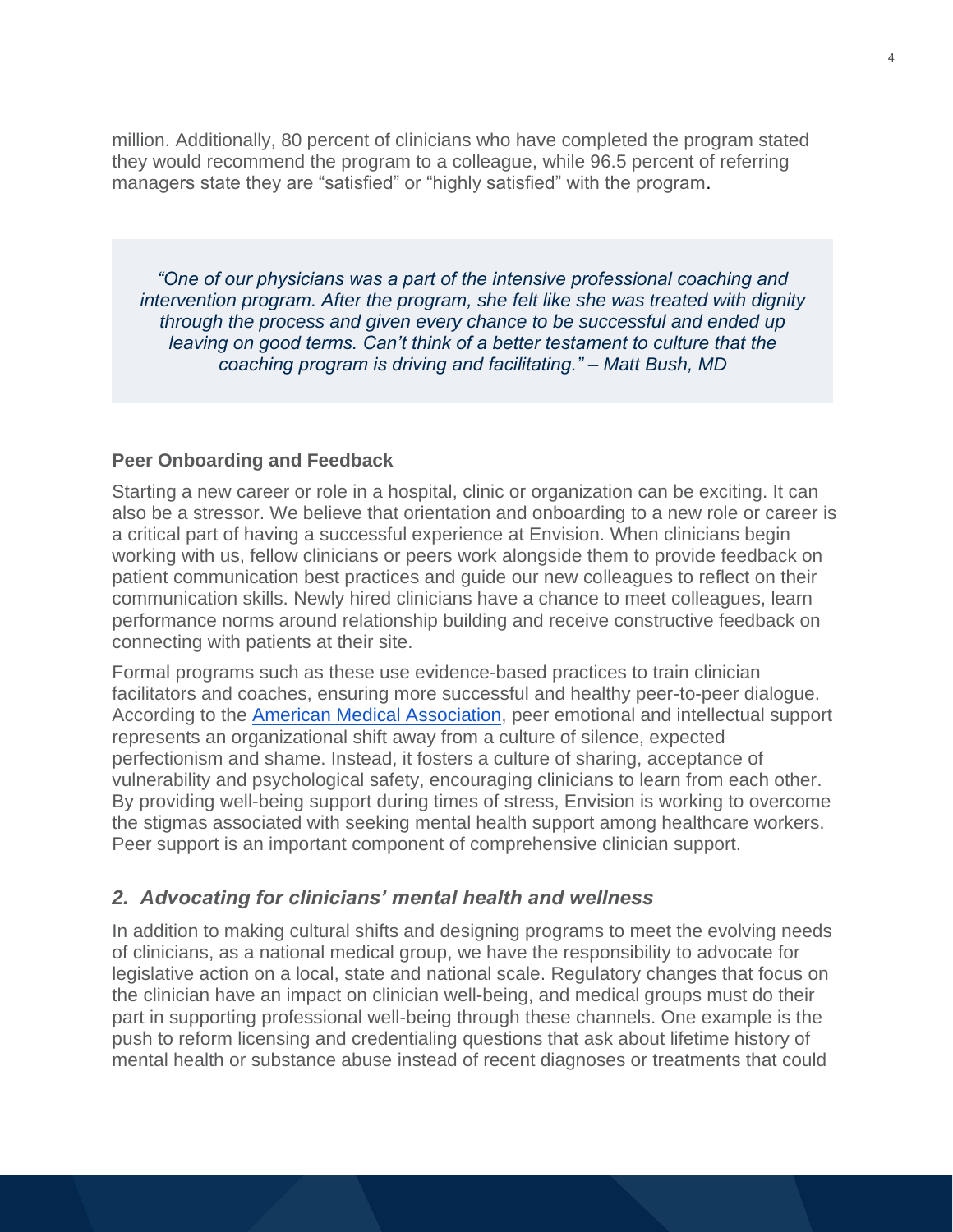million. Additionally, 80 percent of clinicians who have completed the program stated they would recommend the program to a colleague, while 96.5 percent of referring managers state they are "satisfied" or "highly satisfied" with the program.

> *"One of our physicians was a part of the intensive professional coaching and intervention program. After the program, she felt like she was treated with dignity through the process and given every chance to be successful and ended up leaving on good terms. Can't think of a better testament to culture that the coaching program is driving and facilitating." – Matt Bush, MD*

**Peer Onboarding and Feedback**

Starting a new career or role in a hospital, clinic or organization can be exciting. It can also be a stressor. We believe that orientation and onboarding to a new role or career is a critical part of having a successful experience at Envision. When clinicians begin working with us, fellow clinicians or peers work alongside them to provide feedback on patient communication best practices and guide our new colleagues to reflect on their communication skills. Newly hired clinicians have a chance to meet colleagues, learn performance norms around relationship building and receive constructive feedback on connecting with patients at their site.

Formal programs such as these use evidence-based practices to train clinician facilitators and coaches, ensuring more successful and healthy peer-to-peer dialogue. According to the American Medical Association, peer emotional and intellectual support represents an organizational shift away from a culture of silence, expected perfectionism and shame. Instead, it fosters a culture of sharing, acceptance of vulnerability and psychological safety, encouraging clinicians to learn from each other. By providing well-being support during times of stress, Envision is working to overcome the stigmas associated with seeking mental health support among healthcare workers. Peer support is an important component of comprehensive clinician support.

## *2. Advocating for clinicians' mental health and wellness*

In addition to making cultural shifts and designing programs to meet the evolving needs of clinicians, as a national medical group, we have the responsibility to advocate for legislative action on a local, state and national scale. Regulatory changes that focus on the clinician have an impact on clinician well-being, and medical groups must do their part in supporting professional well-being through these channels. One example is the push to reform licensing and credentialing questions that ask about lifetime history of mental health or substance abuse instead of recent diagnoses or treatments that could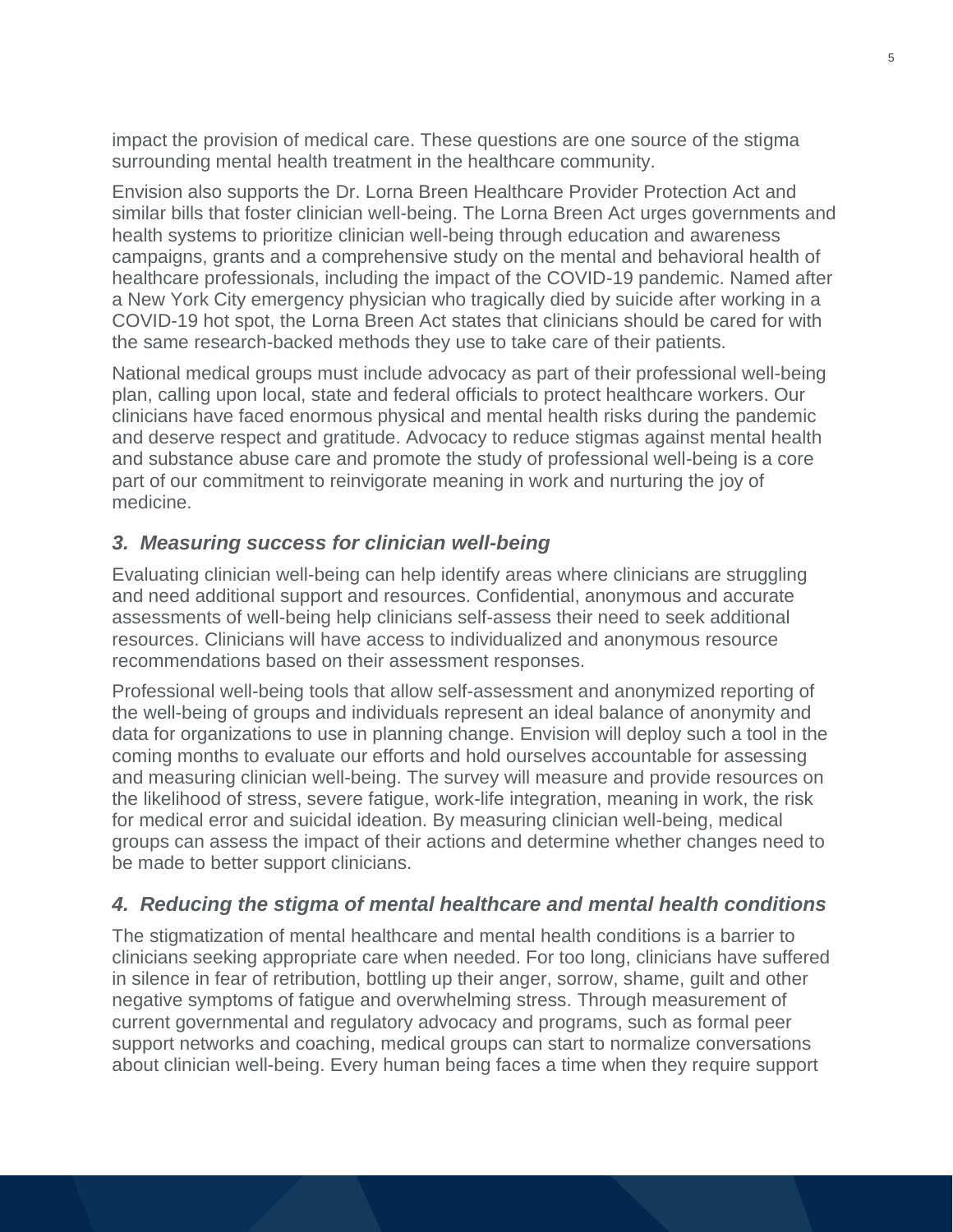impact the provision of medical care. These questions are one source of the stigma surrounding mental health treatment in the healthcare community.

Envision also supports the Dr. Lorna Breen Healthcare Provider Protection Act and similar bills that foster clinician well-being. The Lorna Breen Act urges governments and health systems to prioritize clinician well-being through education and awareness campaigns, grants and a comprehensive study on the mental and behavioral health of healthcare professionals, including the impact of the COVID-19 pandemic. Named after a New York City emergency physician who tragically died by suicide after working in a COVID-19 hot spot, the Lorna Breen Act states that clinicians should be cared for with the same research-backed methods they use to take care of their patients.

National medical groups must include advocacy as part of their professional well-being plan, calling upon local, state and federal officials to protect healthcare workers. Our clinicians have faced enormous physical and mental health risks during the pandemic and deserve respect and gratitude. Advocacy to reduce stigmas against mental health and substance abuse care and promote the study of professional well-being is a core part of our commitment to reinvigorate meaning in work and nurturing the joy of medicine.

### *3. Measuring success for clinician well-being*

Evaluating clinician well-being can help identify areas where clinicians are struggling and need additional support and resources. Confidential, anonymous and accurate assessments of well-being help clinicians self-assess their need to seek additional resources. Clinicians will have access to individualized and anonymous resource recommendations based on their assessment responses.

Professional well-being tools that allow self-assessment and anonymized reporting of the well-being of groups and individuals represent an ideal balance of anonymity and data for organizations to use in planning change. Envision will deploy such a tool in the coming months to evaluate our efforts and hold ourselves accountable for assessing and measuring clinician well-being. The survey will measure and provide resources on the likelihood of stress, severe fatigue, work-life integration, meaning in work, the risk for medical error and suicidal ideation. By measuring clinician well-being, medical groups can assess the impact of their actions and determine whether changes need to be made to better support clinicians.

### *4. Reducing the stigma of mental healthcare and mental health conditions*

The stigmatization of mental healthcare and mental health conditions is a barrier to clinicians seeking appropriate care when needed. For too long, clinicians have suffered in silence in fear of retribution, bottling up their anger, sorrow, shame, guilt and other negative symptoms of fatigue and overwhelming stress. Through measurement of current governmental and regulatory advocacy and programs, such as formal peer support networks and coaching, medical groups can start to normalize conversations about clinician well-being. Every human being faces a time when they require support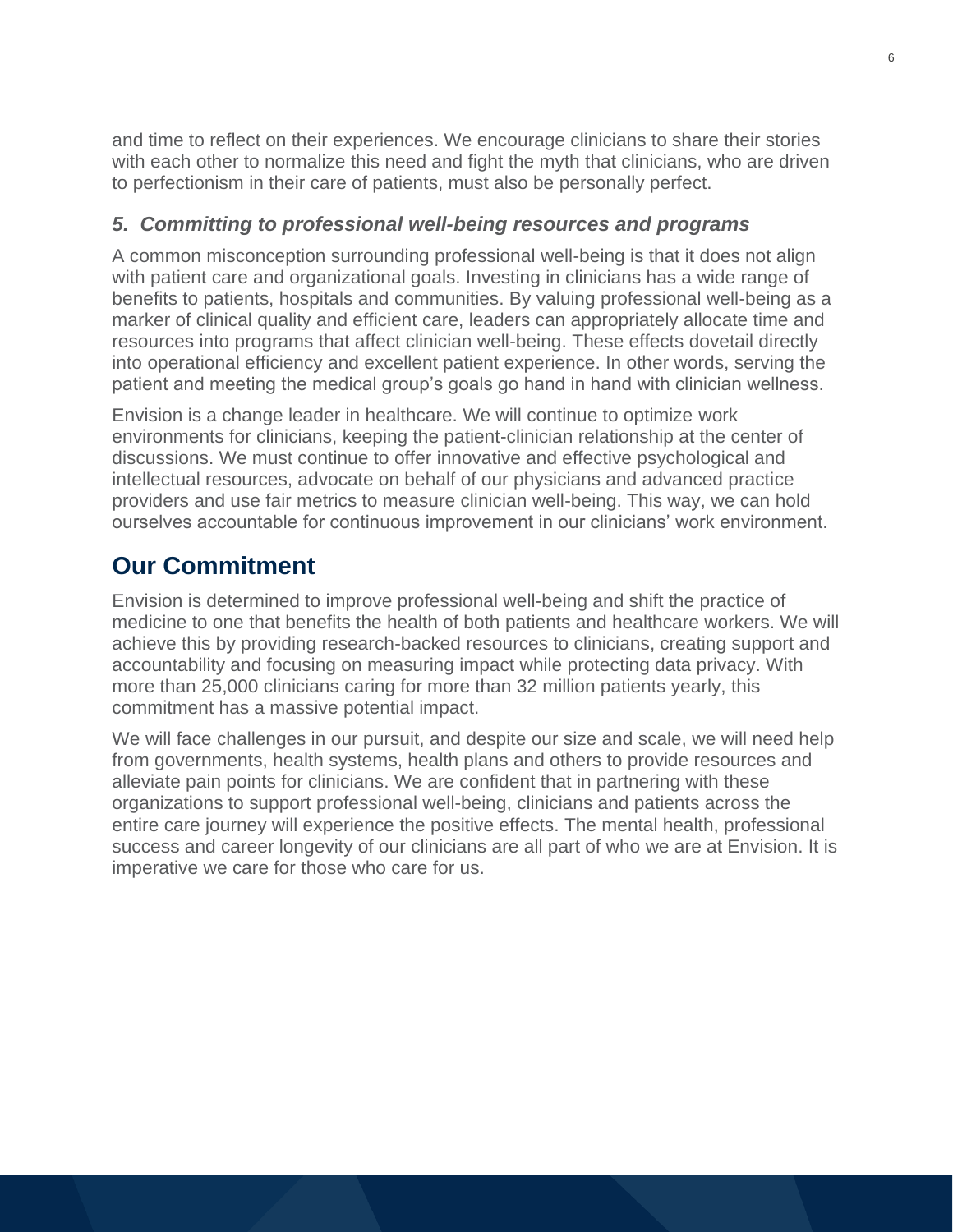and time to reflect on their experiences. We encourage clinicians to share their stories with each other to normalize this need and fight the myth that clinicians, who are driven to perfectionism in their care of patients, must also be personally perfect.

### *5. Committing to professional well-being resources and programs*

A common misconception surrounding professional well-being is that it does not align with patient care and organizational goals. Investing in clinicians has a wide range of benefits to patients, hospitals and communities. By valuing professional well-being as a marker of clinical quality and efficient care, leaders can appropriately allocate time and resources into programs that affect clinician well-being. These effects dovetail directly into operational efficiency and excellent patient experience. In other words, serving the patient and meeting the medical group's goals go hand in hand with clinician wellness.

Envision is a change leader in healthcare. We will continue to optimize work environments for clinicians, keeping the patient-clinician relationship at the center of discussions. We must continue to offer innovative and effective psychological and intellectual resources, advocate on behalf of our physicians and advanced practice providers and use fair metrics to measure clinician well-being. This way, we can hold ourselves accountable for continuous improvement in our clinicians' work environment.

## Our Commitment

Envision is determined to improve professional well-being and shift the practice of medicine to one that benefits the health of both patients and healthcare workers. We will achieve this by providing research-backed resources to clinicians, creating support and accountability and focusing on measuring impact while protecting data privacy. With more than 25,000 clinicians caring for more than 32 million patients yearly, this commitment has a massive potential impact.

We will face challenges in our pursuit, and despite our size and scale, we will need help from governments, health systems, health plans and others to provide resources and alleviate pain points for clinicians. We are confident that in partnering with these organizations to support professional well-being, clinicians and patients across the entire care journey will experience the positive effects. The mental health, professional success and career longevity of our clinicians are all part of who we are at Envision. It is imperative we care for those who care for us.